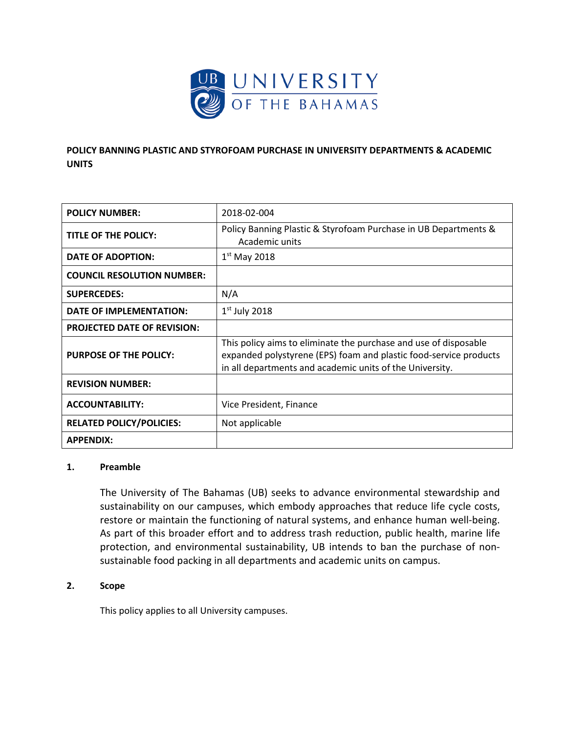UNIVERSITY OF THE BAHAMAS

**POLICY BANNING PLASTIC AND STYROFOAM PURCHASE IN UNIVERSITY DEPARTMENTS & ACADEMIC UNITS**

| | |
|---|---|
| **POLICY NUMBER:** | 2018-02-004 |
| **TITLE OF THE POLICY:** | Policy Banning Plastic & Styrofoam Purchase in UB Departments & Academic units |
| **DATE OF ADOPTION:** | 1st May 2018 |
| **COUNCIL RESOLUTION NUMBER:** | |
| **SUPERCEDES:** | N/A |
| **DATE OF IMPLEMENTATION:** | 1st July 2018 |
| **PROJECTED DATE OF REVISION:** | |
| **PURPOSE OF THE POLICY:** | This policy aims to eliminate the purchase and use of disposable expanded polystyrene (EPS) foam and plastic food-service products in all departments and academic units of the University. |
| **REVISION NUMBER:** | |
| **ACCOUNTABILITY:** | Vice President, Finance |
| **RELATED POLICY/POLICIES:** | Not applicable |
| **APPENDIX:** | |

## 1. Preamble

The University of The Bahamas (UB) seeks to advance environmental stewardship and sustainability on our campuses, which embody approaches that reduce life cycle costs, restore or maintain the functioning of natural systems, and enhance human well-being. As part of this broader effort and to address trash reduction, public health, marine life protection, and environmental sustainability, UB intends to ban the purchase of non-sustainable food packing in all departments and academic units on campus.

## 2. Scope

This policy applies to all University campuses.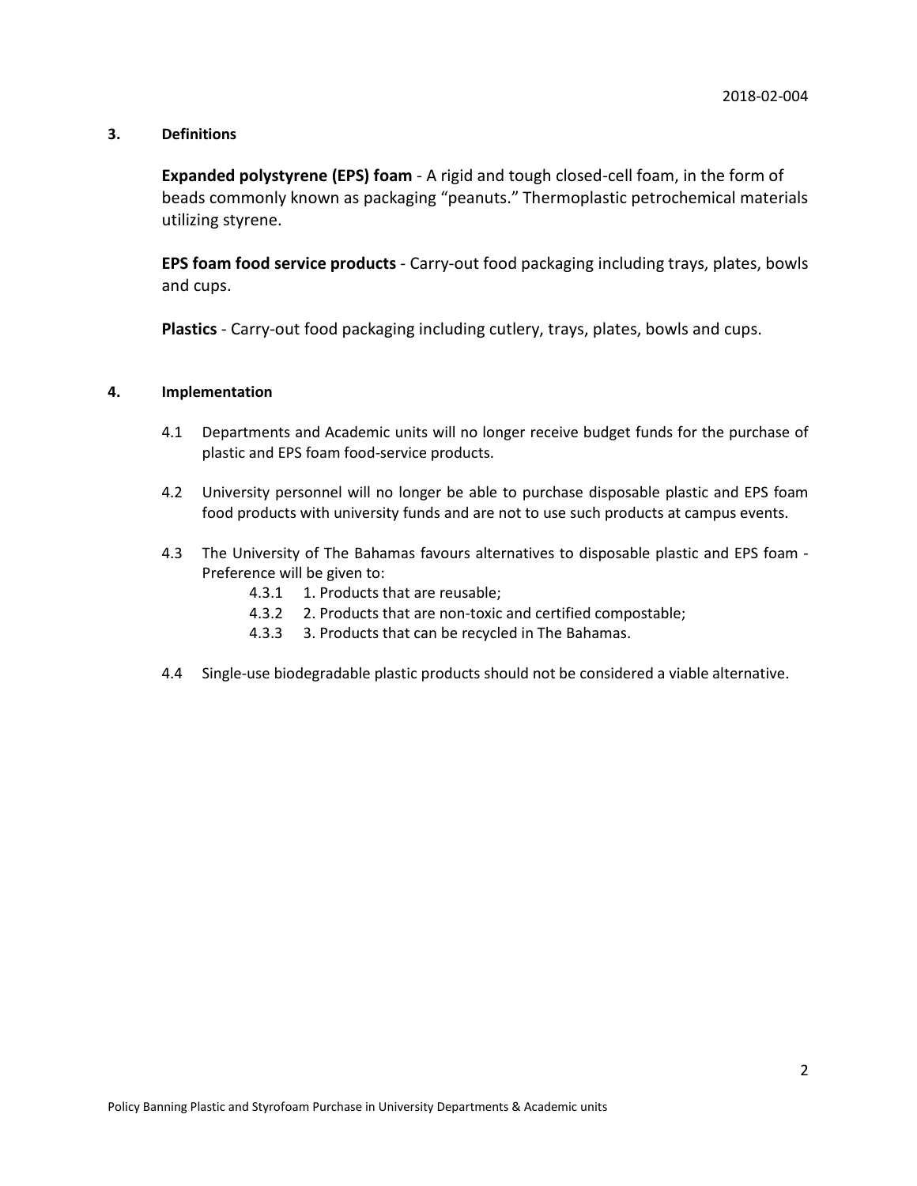## 3. Definitions

**Expanded polystyrene (EPS) foam** - A rigid and tough closed-cell foam, in the form of beads commonly known as packaging "peanuts." Thermoplastic petrochemical materials utilizing styrene.

**EPS foam food service products** - Carry-out food packaging including trays, plates, bowls and cups.

**Plastics** - Carry-out food packaging including cutlery, trays, plates, bowls and cups.

## 4. Implementation

4.1 Departments and Academic units will no longer receive budget funds for the purchase of plastic and EPS foam food-service products.

4.2 University personnel will no longer be able to purchase disposable plastic and EPS foam food products with university funds and are not to use such products at campus events.

4.3 The University of The Bahamas favours alternatives to disposable plastic and EPS foam - Preference will be given to:

- 4.3.1 1. Products that are reusable;
- 4.3.2 2. Products that are non-toxic and certified compostable;
- 4.3.3 3. Products that can be recycled in The Bahamas.

4.4 Single-use biodegradable plastic products should not be considered a viable alternative.